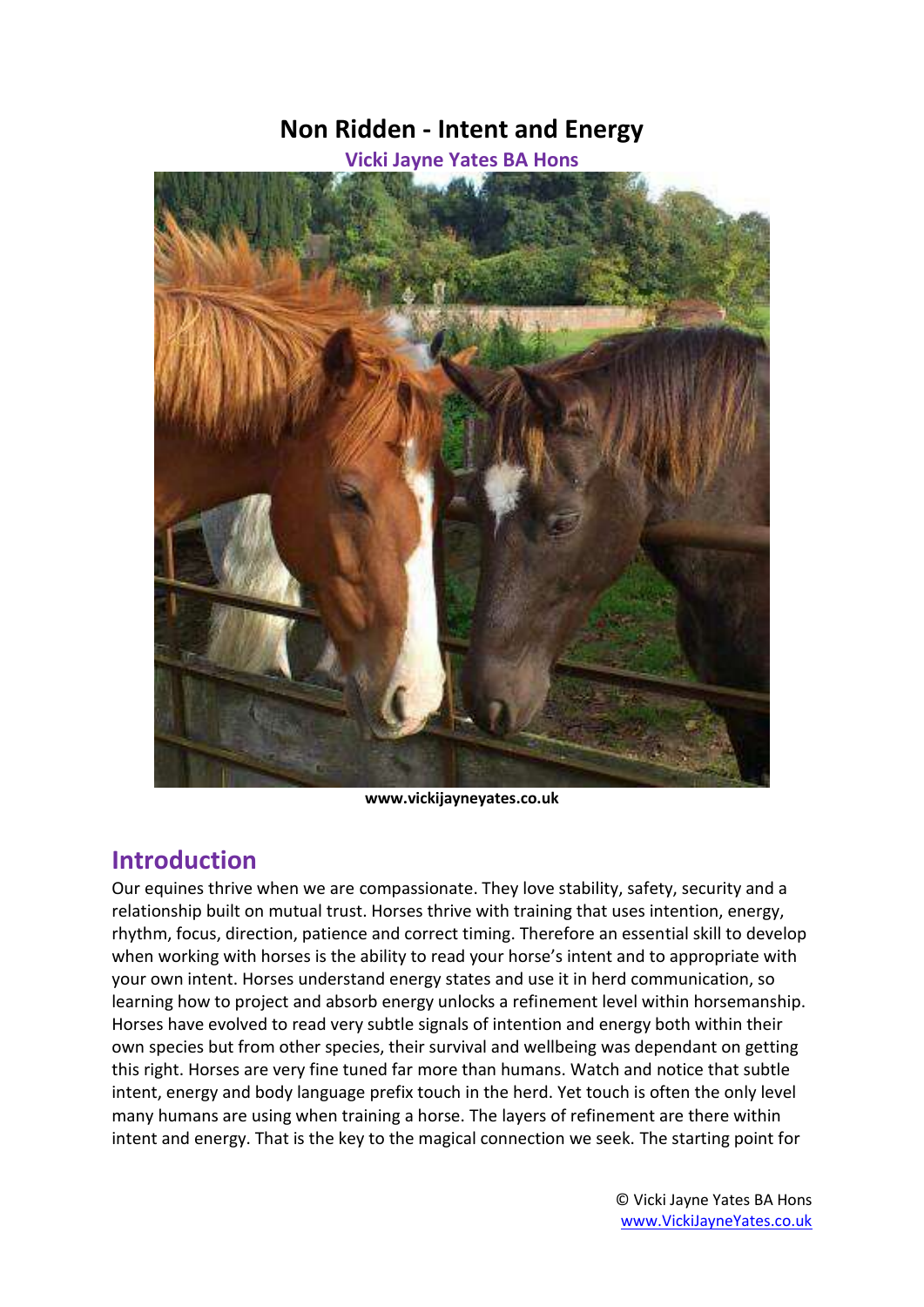# Non Ridden - Intent and Energy

**Vicki Jayne Yates BA Hons**

**www.vickijayneyates.co.uk**

## Introduction

Our equines thrive when we are compassionate. They love stability, safety, security and a relationship built on mutual trust. Horses thrive with training that uses intention, energy, rhythm, focus, direction, patience and correct timing. Therefore an essential skill to develop when working with horses is the ability to read your horse's intent and to appropriate with your own intent. Horses understand energy states and use it in herd communication, so learning how to project and absorb energy unlocks a refinement level within horsemanship. Horses have evolved to read very subtle signals of intention and energy both within their own species but from other species, their survival and wellbeing was dependant on getting this right. Horses are very fine tuned far more than humans. Watch and notice that subtle intent, energy and body language prefix touch in the herd. Yet touch is often the only level many humans are using when training a horse. The layers of refinement are there within intent and energy. That is the key to the magical connection we seek. The starting point for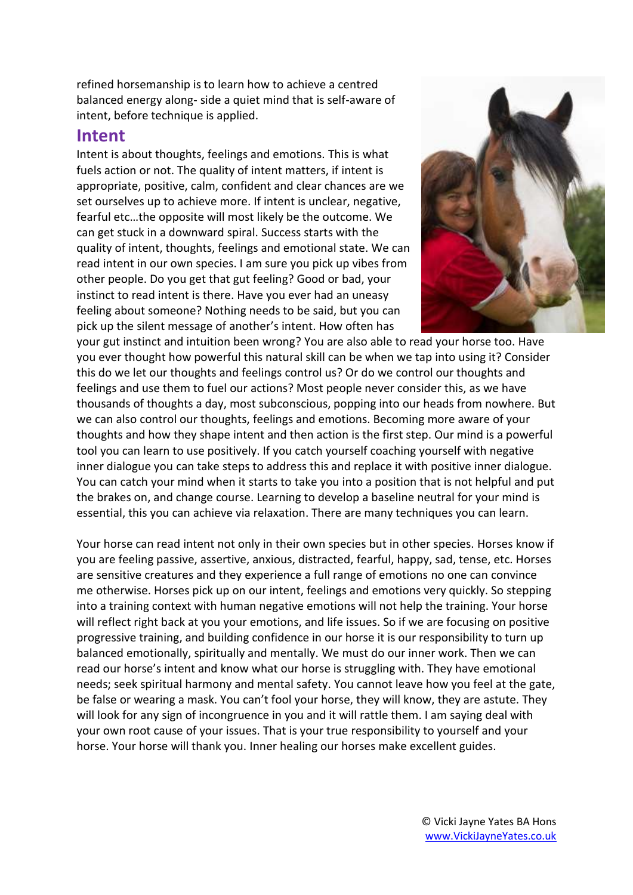refined horsemanship is to learn how to achieve a centred balanced energy along- side a quiet mind that is self-aware of intent, before technique is applied.

## Intent

Intent is about thoughts, feelings and emotions. This is what fuels action or not. The quality of intent matters, if intent is appropriate, positive, calm, confident and clear chances are we set ourselves up to achieve more. If intent is unclear, negative, fearful etc…the opposite will most likely be the outcome. We can get stuck in a downward spiral. Success starts with the quality of intent, thoughts, feelings and emotional state. We can read intent in our own species. I am sure you pick up vibes from other people. Do you get that gut feeling? Good or bad, your instinct to read intent is there. Have you ever had an uneasy feeling about someone? Nothing needs to be said, but you can pick up the silent message of another's intent. How often has your gut instinct and intuition been wrong? You are also able to read your horse too. Have you ever thought how powerful this natural skill can be when we tap into using it? Consider this do we let our thoughts and feelings control us? Or do we control our thoughts and feelings and use them to fuel our actions? Most people never consider this, as we have thousands of thoughts a day, most subconscious, popping into our heads from nowhere. But we can also control our thoughts, feelings and emotions. Becoming more aware of your thoughts and how they shape intent and then action is the first step. Our mind is a powerful tool you can learn to use positively. If you catch yourself coaching yourself with negative inner dialogue you can take steps to address this and replace it with positive inner dialogue. You can catch your mind when it starts to take you into a position that is not helpful and put the brakes on, and change course. Learning to develop a baseline neutral for your mind is essential, this you can achieve via relaxation. There are many techniques you can learn.

Your horse can read intent not only in their own species but in other species. Horses know if you are feeling passive, assertive, anxious, distracted, fearful, happy, sad, tense, etc. Horses are sensitive creatures and they experience a full range of emotions no one can convince me otherwise. Horses pick up on our intent, feelings and emotions very quickly. So stepping into a training context with human negative emotions will not help the training. Your horse will reflect right back at you your emotions, and life issues. So if we are focusing on positive progressive training, and building confidence in our horse it is our responsibility to turn up balanced emotionally, spiritually and mentally. We must do our inner work. Then we can read our horse's intent and know what our horse is struggling with. They have emotional needs; seek spiritual harmony and mental safety. You cannot leave how you feel at the gate, be false or wearing a mask. You can't fool your horse, they will know, they are astute. They will look for any sign of incongruence in you and it will rattle them. I am saying deal with your own root cause of your issues. That is your true responsibility to yourself and your horse. Your horse will thank you. Inner healing our horses make excellent guides.

© Vicki Jayne Yates BA Hons
www.VickiJayneYates.co.uk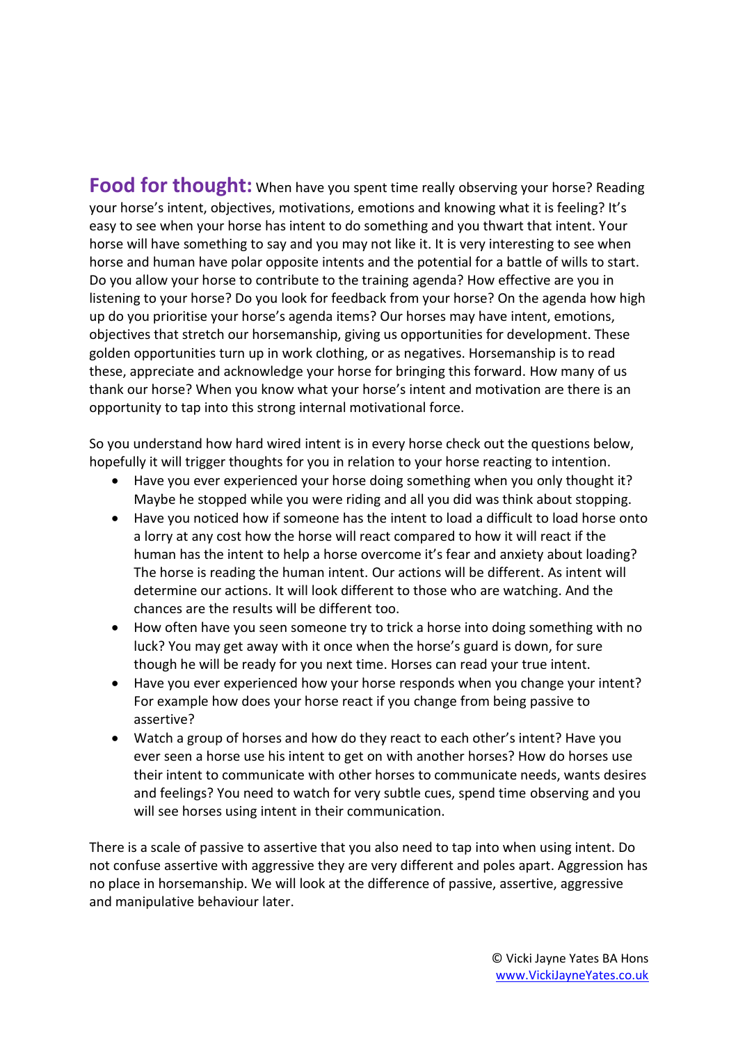**Food for thought:** When have you spent time really observing your horse? Reading your horse's intent, objectives, motivations, emotions and knowing what it is feeling? It's easy to see when your horse has intent to do something and you thwart that intent. Your horse will have something to say and you may not like it. It is very interesting to see when horse and human have polar opposite intents and the potential for a battle of wills to start. Do you allow your horse to contribute to the training agenda? How effective are you in listening to your horse? Do you look for feedback from your horse? On the agenda how high up do you prioritise your horse's agenda items? Our horses may have intent, emotions, objectives that stretch our horsemanship, giving us opportunities for development. These golden opportunities turn up in work clothing, or as negatives. Horsemanship is to read these, appreciate and acknowledge your horse for bringing this forward. How many of us thank our horse? When you know what your horse's intent and motivation are there is an opportunity to tap into this strong internal motivational force.

So you understand how hard wired intent is in every horse check out the questions below, hopefully it will trigger thoughts for you in relation to your horse reacting to intention.

- Have you ever experienced your horse doing something when you only thought it? Maybe he stopped while you were riding and all you did was think about stopping.
- Have you noticed how if someone has the intent to load a difficult to load horse onto a lorry at any cost how the horse will react compared to how it will react if the human has the intent to help a horse overcome it's fear and anxiety about loading? The horse is reading the human intent. Our actions will be different. As intent will determine our actions. It will look different to those who are watching. And the chances are the results will be different too.
- How often have you seen someone try to trick a horse into doing something with no luck? You may get away with it once when the horse's guard is down, for sure though he will be ready for you next time. Horses can read your true intent.
- Have you ever experienced how your horse responds when you change your intent? For example how does your horse react if you change from being passive to assertive?
- Watch a group of horses and how do they react to each other's intent? Have you ever seen a horse use his intent to get on with another horses? How do horses use their intent to communicate with other horses to communicate needs, wants desires and feelings? You need to watch for very subtle cues, spend time observing and you will see horses using intent in their communication.

There is a scale of passive to assertive that you also need to tap into when using intent. Do not confuse assertive with aggressive they are very different and poles apart. Aggression has no place in horsemanship. We will look at the difference of passive, assertive, aggressive and manipulative behaviour later.

© Vicki Jayne Yates BA Hons
www.VickiJayneYates.co.uk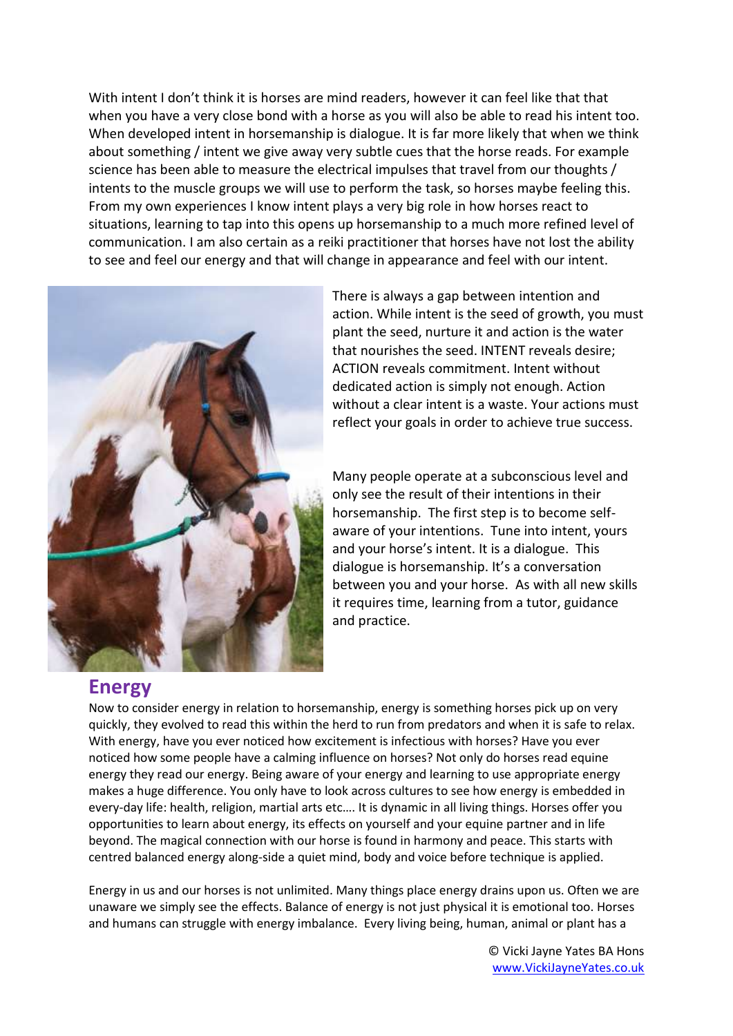With intent I don't think it is horses are mind readers, however it can feel like that that when you have a very close bond with a horse as you will also be able to read his intent too. When developed intent in horsemanship is dialogue. It is far more likely that when we think about something / intent we give away very subtle cues that the horse reads. For example science has been able to measure the electrical impulses that travel from our thoughts / intents to the muscle groups we will use to perform the task, so horses maybe feeling this. From my own experiences I know intent plays a very big role in how horses react to situations, learning to tap into this opens up horsemanship to a much more refined level of communication. I am also certain as a reiki practitioner that horses have not lost the ability to see and feel our energy and that will change in appearance and feel with our intent.

There is always a gap between intention and action. While intent is the seed of growth, you must plant the seed, nurture it and action is the water that nourishes the seed. INTENT reveals desire; ACTION reveals commitment. Intent without dedicated action is simply not enough. Action without a clear intent is a waste. Your actions must reflect your goals in order to achieve true success.

Many people operate at a subconscious level and only see the result of their intentions in their horsemanship. The first step is to become self-aware of your intentions. Tune into intent, yours and your horse's intent. It is a dialogue. This dialogue is horsemanship. It's a conversation between you and your horse. As with all new skills it requires time, learning from a tutor, guidance and practice.

## Energy

Now to consider energy in relation to horsemanship, energy is something horses pick up on very quickly, they evolved to read this within the herd to run from predators and when it is safe to relax. With energy, have you ever noticed how excitement is infectious with horses? Have you ever noticed how some people have a calming influence on horses? Not only do horses read equine energy they read our energy. Being aware of your energy and learning to use appropriate energy makes a huge difference. You only have to look across cultures to see how energy is embedded in every-day life: health, religion, martial arts etc…. It is dynamic in all living things. Horses offer you opportunities to learn about energy, its effects on yourself and your equine partner and in life beyond. The magical connection with our horse is found in harmony and peace. This starts with centred balanced energy along-side a quiet mind, body and voice before technique is applied.

Energy in us and our horses is not unlimited. Many things place energy drains upon us. Often we are unaware we simply see the effects. Balance of energy is not just physical it is emotional too. Horses and humans can struggle with energy imbalance. Every living being, human, animal or plant has a

© Vicki Jayne Yates BA Hons
www.VickiJayneYates.co.uk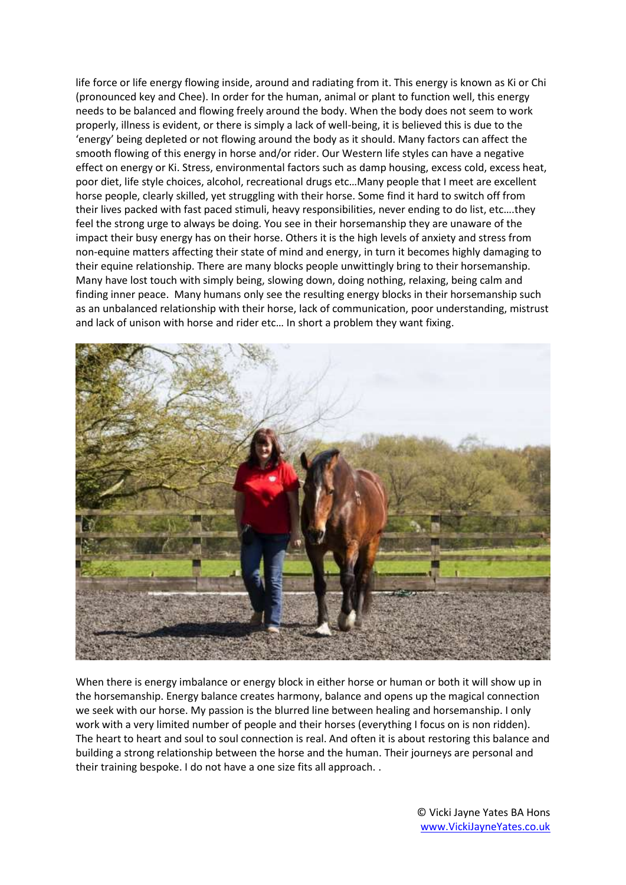life force or life energy flowing inside, around and radiating from it. This energy is known as Ki or Chi (pronounced key and Chee). In order for the human, animal or plant to function well, this energy needs to be balanced and flowing freely around the body. When the body does not seem to work properly, illness is evident, or there is simply a lack of well-being, it is believed this is due to the 'energy' being depleted or not flowing around the body as it should. Many factors can affect the smooth flowing of this energy in horse and/or rider. Our Western life styles can have a negative effect on energy or Ki. Stress, environmental factors such as damp housing, excess cold, excess heat, poor diet, life style choices, alcohol, recreational drugs etc…Many people that I meet are excellent horse people, clearly skilled, yet struggling with their horse. Some find it hard to switch off from their lives packed with fast paced stimuli, heavy responsibilities, never ending to do list, etc….they feel the strong urge to always be doing. You see in their horsemanship they are unaware of the impact their busy energy has on their horse. Others it is the high levels of anxiety and stress from non-equine matters affecting their state of mind and energy, in turn it becomes highly damaging to their equine relationship. There are many blocks people unwittingly bring to their horsemanship. Many have lost touch with simply being, slowing down, doing nothing, relaxing, being calm and finding inner peace. Many humans only see the resulting energy blocks in their horsemanship such as an unbalanced relationship with their horse, lack of communication, poor understanding, mistrust and lack of unison with horse and rider etc… In short a problem they want fixing.

When there is energy imbalance or energy block in either horse or human or both it will show up in the horsemanship. Energy balance creates harmony, balance and opens up the magical connection we seek with our horse. My passion is the blurred line between healing and horsemanship. I only work with a very limited number of people and their horses (everything I focus on is non ridden). The heart to heart and soul to soul connection is real. And often it is about restoring this balance and building a strong relationship between the horse and the human. Their journeys are personal and their training bespoke. I do not have a one size fits all approach. .

© Vicki Jayne Yates BA Hons
www.VickiJayneYates.co.uk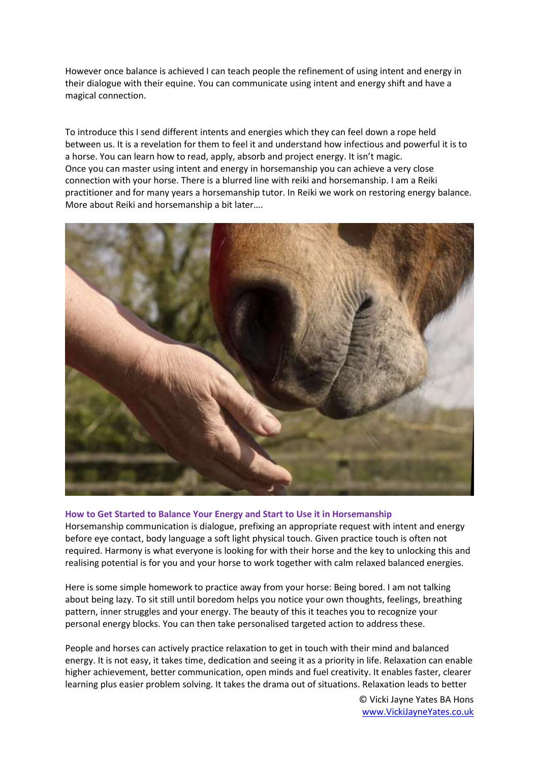However once balance is achieved I can teach people the refinement of using intent and energy in their dialogue with their equine. You can communicate using intent and energy shift and have a magical connection.

To introduce this I send different intents and energies which they can feel down a rope held between us. It is a revelation for them to feel it and understand how infectious and powerful it is to a horse. You can learn how to read, apply, absorb and project energy. It isn't magic.
Once you can master using intent and energy in horsemanship you can achieve a very close connection with your horse. There is a blurred line with reiki and horsemanship. I am a Reiki practitioner and for many years a horsemanship tutor. In Reiki we work on restoring energy balance. More about Reiki and horsemanship a bit later….

### How to Get Started to Balance Your Energy and Start to Use it in Horsemanship

Horsemanship communication is dialogue, prefixing an appropriate request with intent and energy before eye contact, body language a soft light physical touch. Given practice touch is often not required. Harmony is what everyone is looking for with their horse and the key to unlocking this and realising potential is for you and your horse to work together with calm relaxed balanced energies.

Here is some simple homework to practice away from your horse: Being bored. I am not talking about being lazy. To sit still until boredom helps you notice your own thoughts, feelings, breathing pattern, inner struggles and your energy. The beauty of this it teaches you to recognize your personal energy blocks. You can then take personalised targeted action to address these.

People and horses can actively practice relaxation to get in touch with their mind and balanced energy. It is not easy, it takes time, dedication and seeing it as a priority in life. Relaxation can enable higher achievement, better communication, open minds and fuel creativity. It enables faster, clearer learning plus easier problem solving. It takes the drama out of situations. Relaxation leads to better

© Vicki Jayne Yates BA Hons
www.VickiJayneYates.co.uk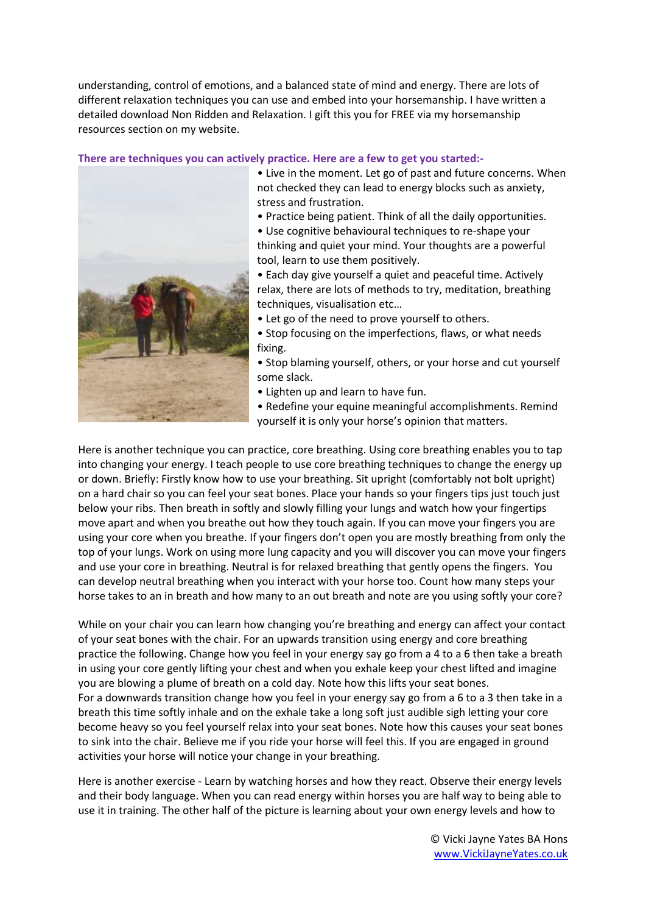understanding, control of emotions, and a balanced state of mind and energy. There are lots of different relaxation techniques you can use and embed into your horsemanship. I have written a detailed download Non Ridden and Relaxation. I gift this you for FREE via my horsemanship resources section on my website.

**There are techniques you can actively practice. Here are a few to get you started:-**

- Live in the moment. Let go of past and future concerns. When not checked they can lead to energy blocks such as anxiety, stress and frustration.
- Practice being patient. Think of all the daily opportunities.
- Use cognitive behavioural techniques to re-shape your thinking and quiet your mind. Your thoughts are a powerful tool, learn to use them positively.
- Each day give yourself a quiet and peaceful time. Actively relax, there are lots of methods to try, meditation, breathing techniques, visualisation etc…
- Let go of the need to prove yourself to others.
- Stop focusing on the imperfections, flaws, or what needs fixing.
- Stop blaming yourself, others, or your horse and cut yourself some slack.
- Lighten up and learn to have fun.
- Redefine your equine meaningful accomplishments. Remind yourself it is only your horse's opinion that matters.

Here is another technique you can practice, core breathing. Using core breathing enables you to tap into changing your energy. I teach people to use core breathing techniques to change the energy up or down. Briefly: Firstly know how to use your breathing. Sit upright (comfortably not bolt upright) on a hard chair so you can feel your seat bones. Place your hands so your fingers tips just touch just below your ribs. Then breath in softly and slowly filling your lungs and watch how your fingertips move apart and when you breathe out how they touch again. If you can move your fingers you are using your core when you breathe. If your fingers don't open you are mostly breathing from only the top of your lungs. Work on using more lung capacity and you will discover you can move your fingers and use your core in breathing. Neutral is for relaxed breathing that gently opens the fingers. You can develop neutral breathing when you interact with your horse too. Count how many steps your horse takes to an in breath and how many to an out breath and note are you using softly your core?

While on your chair you can learn how changing you're breathing and energy can affect your contact of your seat bones with the chair. For an upwards transition using energy and core breathing practice the following. Change how you feel in your energy say go from a 4 to a 6 then take a breath in using your core gently lifting your chest and when you exhale keep your chest lifted and imagine you are blowing a plume of breath on a cold day. Note how this lifts your seat bones.
For a downwards transition change how you feel in your energy say go from a 6 to a 3 then take in a breath this time softly inhale and on the exhale take a long soft just audible sigh letting your core become heavy so you feel yourself relax into your seat bones. Note how this causes your seat bones to sink into the chair. Believe me if you ride your horse will feel this. If you are engaged in ground activities your horse will notice your change in your breathing.

Here is another exercise - Learn by watching horses and how they react. Observe their energy levels and their body language. When you can read energy within horses you are half way to being able to use it in training. The other half of the picture is learning about your own energy levels and how to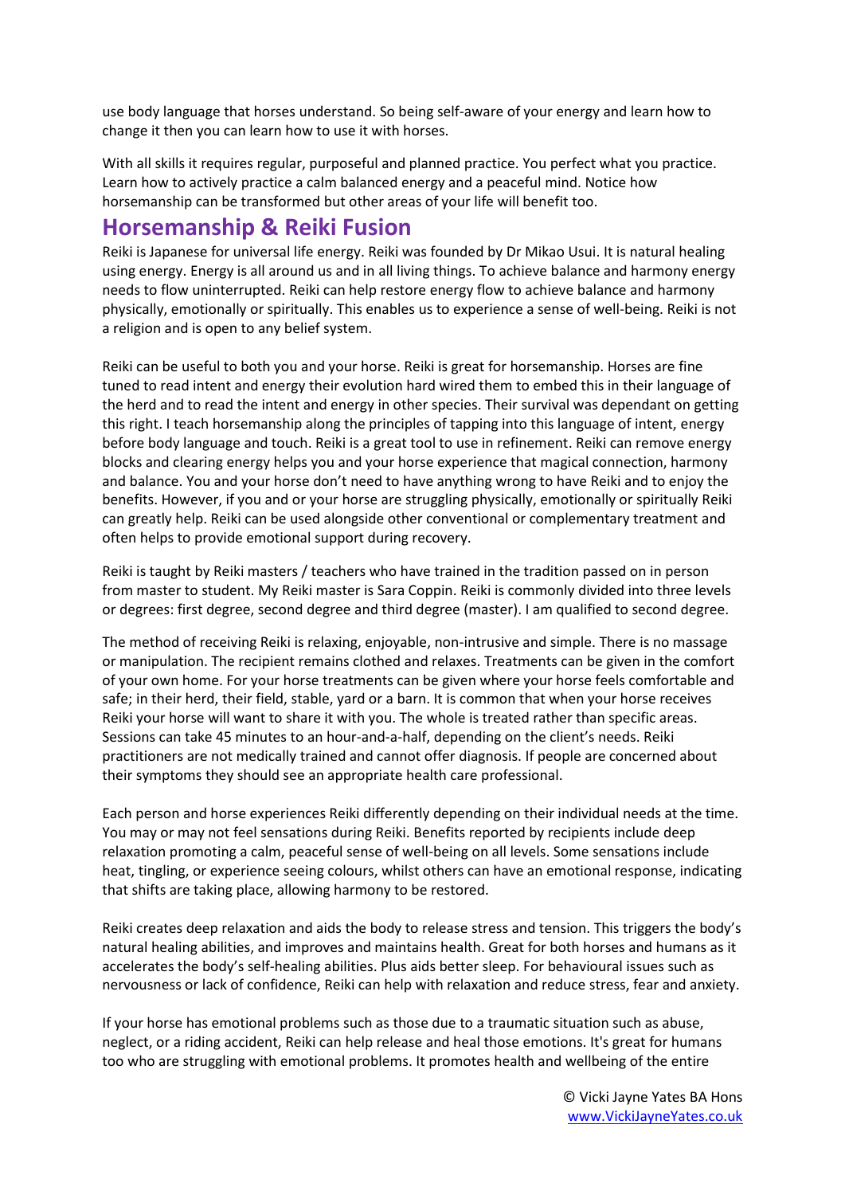use body language that horses understand. So being self-aware of your energy and learn how to change it then you can learn how to use it with horses.

With all skills it requires regular, purposeful and planned practice. You perfect what you practice. Learn how to actively practice a calm balanced energy and a peaceful mind. Notice how horsemanship can be transformed but other areas of your life will benefit too.

## Horsemanship & Reiki Fusion

Reiki is Japanese for universal life energy. Reiki was founded by Dr Mikao Usui. It is natural healing using energy. Energy is all around us and in all living things. To achieve balance and harmony energy needs to flow uninterrupted. Reiki can help restore energy flow to achieve balance and harmony physically, emotionally or spiritually. This enables us to experience a sense of well-being. Reiki is not a religion and is open to any belief system.

Reiki can be useful to both you and your horse. Reiki is great for horsemanship. Horses are fine tuned to read intent and energy their evolution hard wired them to embed this in their language of the herd and to read the intent and energy in other species. Their survival was dependant on getting this right. I teach horsemanship along the principles of tapping into this language of intent, energy before body language and touch. Reiki is a great tool to use in refinement. Reiki can remove energy blocks and clearing energy helps you and your horse experience that magical connection, harmony and balance. You and your horse don't need to have anything wrong to have Reiki and to enjoy the benefits. However, if you and or your horse are struggling physically, emotionally or spiritually Reiki can greatly help. Reiki can be used alongside other conventional or complementary treatment and often helps to provide emotional support during recovery.

Reiki is taught by Reiki masters / teachers who have trained in the tradition passed on in person from master to student. My Reiki master is Sara Coppin. Reiki is commonly divided into three levels or degrees: first degree, second degree and third degree (master). I am qualified to second degree.

The method of receiving Reiki is relaxing, enjoyable, non-intrusive and simple. There is no massage or manipulation. The recipient remains clothed and relaxes. Treatments can be given in the comfort of your own home. For your horse treatments can be given where your horse feels comfortable and safe; in their herd, their field, stable, yard or a barn. It is common that when your horse receives Reiki your horse will want to share it with you. The whole is treated rather than specific areas. Sessions can take 45 minutes to an hour-and-a-half, depending on the client's needs. Reiki practitioners are not medically trained and cannot offer diagnosis. If people are concerned about their symptoms they should see an appropriate health care professional.

Each person and horse experiences Reiki differently depending on their individual needs at the time. You may or may not feel sensations during Reiki. Benefits reported by recipients include deep relaxation promoting a calm, peaceful sense of well-being on all levels. Some sensations include heat, tingling, or experience seeing colours, whilst others can have an emotional response, indicating that shifts are taking place, allowing harmony to be restored.

Reiki creates deep relaxation and aids the body to release stress and tension. This triggers the body's natural healing abilities, and improves and maintains health. Great for both horses and humans as it accelerates the body's self-healing abilities. Plus aids better sleep. For behavioural issues such as nervousness or lack of confidence, Reiki can help with relaxation and reduce stress, fear and anxiety.

If your horse has emotional problems such as those due to a traumatic situation such as abuse, neglect, or a riding accident, Reiki can help release and heal those emotions. It's great for humans too who are struggling with emotional problems. It promotes health and wellbeing of the entire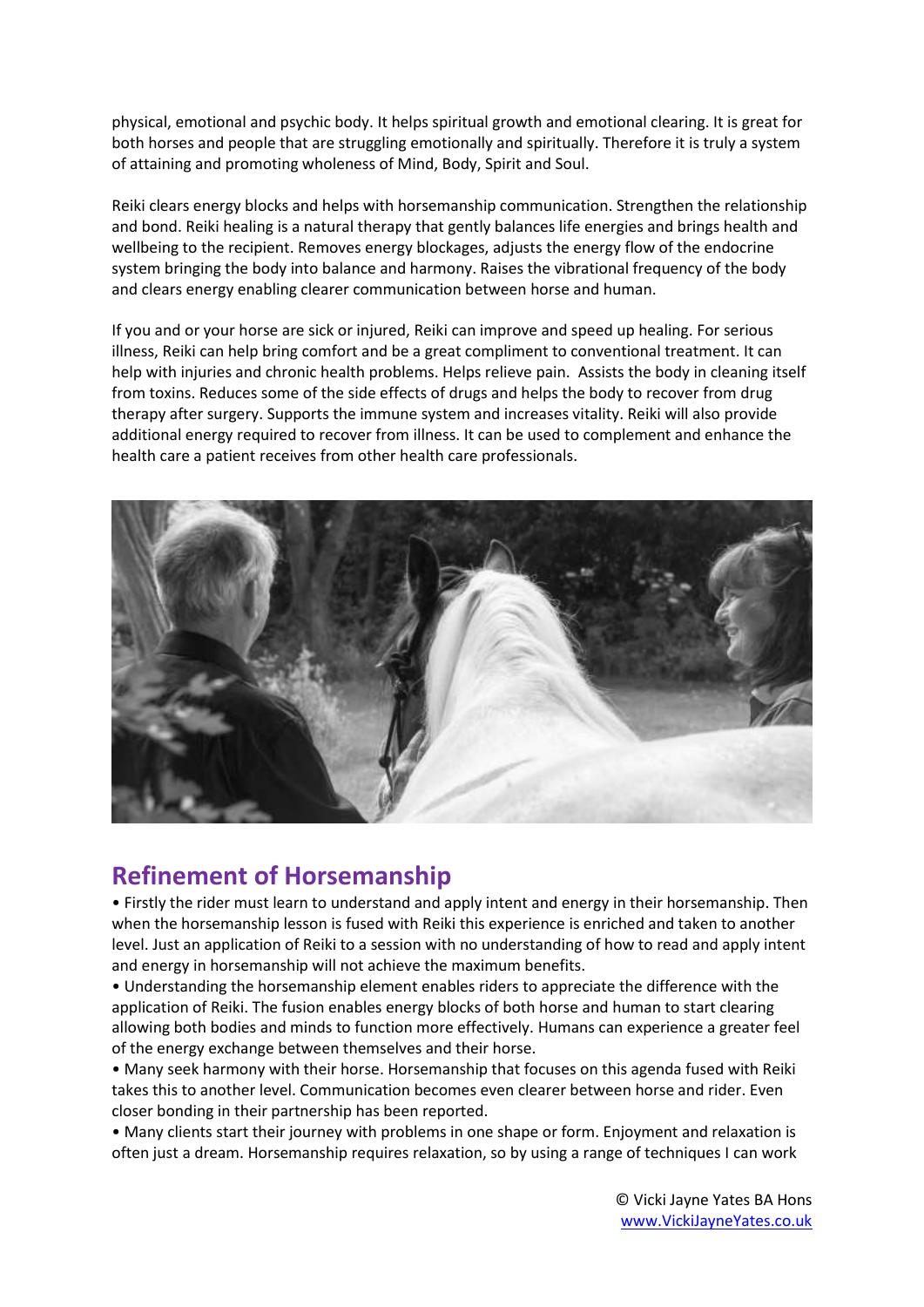physical, emotional and psychic body. It helps spiritual growth and emotional clearing. It is great for both horses and people that are struggling emotionally and spiritually. Therefore it is truly a system of attaining and promoting wholeness of Mind, Body, Spirit and Soul.

Reiki clears energy blocks and helps with horsemanship communication. Strengthen the relationship and bond. Reiki healing is a natural therapy that gently balances life energies and brings health and wellbeing to the recipient. Removes energy blockages, adjusts the energy flow of the endocrine system bringing the body into balance and harmony. Raises the vibrational frequency of the body and clears energy enabling clearer communication between horse and human.

If you and or your horse are sick or injured, Reiki can improve and speed up healing. For serious illness, Reiki can help bring comfort and be a great compliment to conventional treatment. It can help with injuries and chronic health problems. Helps relieve pain. Assists the body in cleaning itself from toxins. Reduces some of the side effects of drugs and helps the body to recover from drug therapy after surgery. Supports the immune system and increases vitality. Reiki will also provide additional energy required to recover from illness. It can be used to complement and enhance the health care a patient receives from other health care professionals.

## Refinement of Horsemanship

- Firstly the rider must learn to understand and apply intent and energy in their horsemanship. Then when the horsemanship lesson is fused with Reiki this experience is enriched and taken to another level. Just an application of Reiki to a session with no understanding of how to read and apply intent and energy in horsemanship will not achieve the maximum benefits.
- Understanding the horsemanship element enables riders to appreciate the difference with the application of Reiki. The fusion enables energy blocks of both horse and human to start clearing allowing both bodies and minds to function more effectively. Humans can experience a greater feel of the energy exchange between themselves and their horse.
- Many seek harmony with their horse. Horsemanship that focuses on this agenda fused with Reiki takes this to another level. Communication becomes even clearer between horse and rider. Even closer bonding in their partnership has been reported.
- Many clients start their journey with problems in one shape or form. Enjoyment and relaxation is often just a dream. Horsemanship requires relaxation, so by using a range of techniques I can work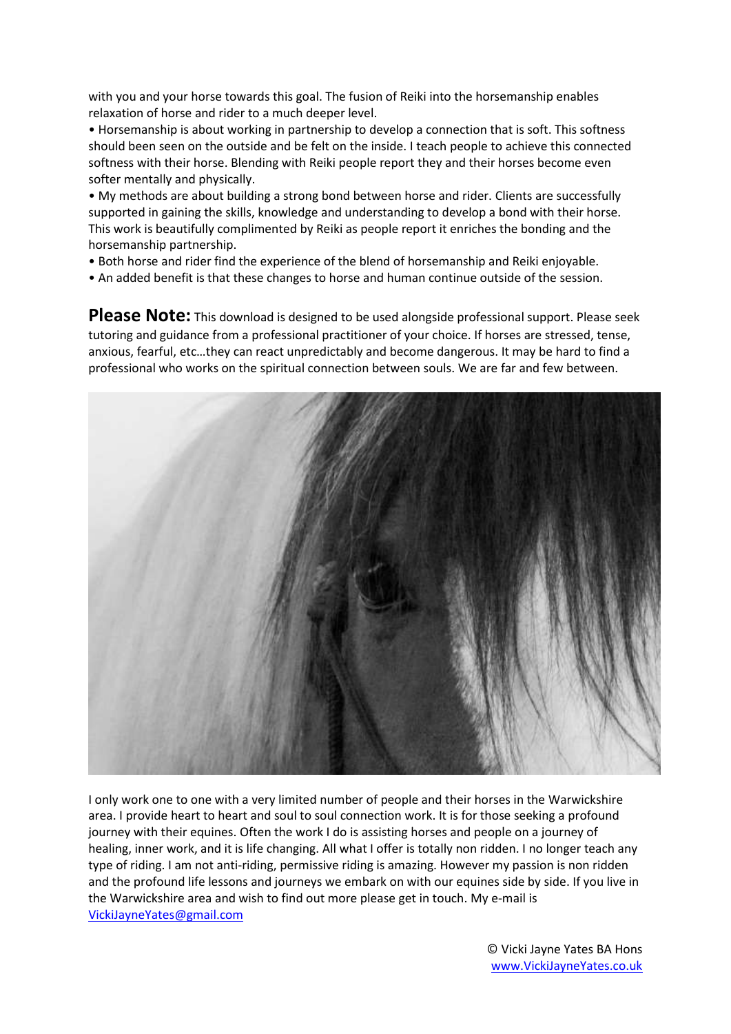with you and your horse towards this goal. The fusion of Reiki into the horsemanship enables relaxation of horse and rider to a much deeper level.

- Horsemanship is about working in partnership to develop a connection that is soft. This softness should been seen on the outside and be felt on the inside. I teach people to achieve this connected softness with their horse. Blending with Reiki people report they and their horses become even softer mentally and physically.
- My methods are about building a strong bond between horse and rider. Clients are successfully supported in gaining the skills, knowledge and understanding to develop a bond with their horse. This work is beautifully complimented by Reiki as people report it enriches the bonding and the horsemanship partnership.
- Both horse and rider find the experience of the blend of horsemanship and Reiki enjoyable.
- An added benefit is that these changes to horse and human continue outside of the session.

**Please Note:** This download is designed to be used alongside professional support. Please seek tutoring and guidance from a professional practitioner of your choice. If horses are stressed, tense, anxious, fearful, etc…they can react unpredictably and become dangerous. It may be hard to find a professional who works on the spiritual connection between souls. We are far and few between.

I only work one to one with a very limited number of people and their horses in the Warwickshire area. I provide heart to heart and soul to soul connection work. It is for those seeking a profound journey with their equines. Often the work I do is assisting horses and people on a journey of healing, inner work, and it is life changing. All what I offer is totally non ridden. I no longer teach any type of riding. I am not anti-riding, permissive riding is amazing. However my passion is non ridden and the profound life lessons and journeys we embark on with our equines side by side. If you live in the Warwickshire area and wish to find out more please get in touch. My e-mail is VickiJayneYates@gmail.com

© Vicki Jayne Yates BA Hons
www.VickiJayneYates.co.uk